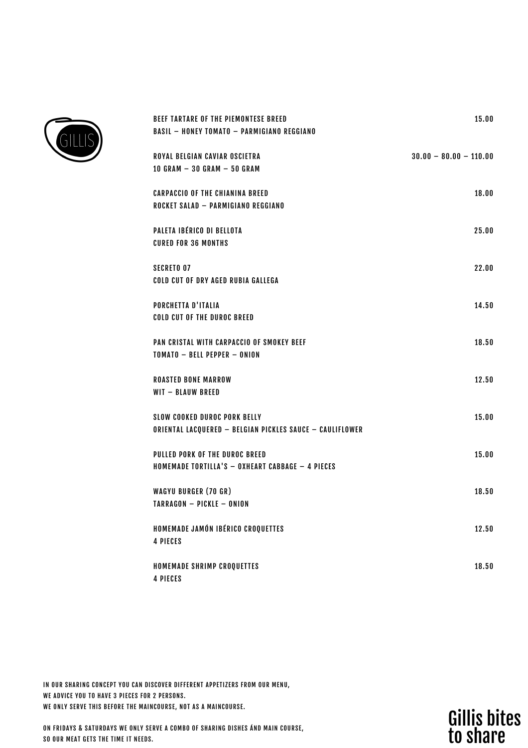GILLIS

# Gillis bites to share

| Dish | Price |
|---|---|
| BEEF TARTARE OF THE PIEMONTESE BREED<br>BASIL – HONEY TOMATO – PARMIGIANO REGGIANO | 15.00 |
| ROYAL BELGIAN CAVIAR OSCIETRA<br>10 GRAM – 30 GRAM – 50 GRAM | 30.00 – 80.00 – 110.00 |
| CARPACCIO OF THE CHIANINA BREED<br>ROCKET SALAD – PARMIGIANO REGGIANO | 18.00 |
| PALETA IBÉRICO DI BELLOTA<br>CURED FOR 36 MONTHS | 25.00 |
| SECRETO 07<br>COLD CUT OF DRY AGED RUBIA GALLEGA | 22.00 |
| PORCHETTA D'ITALIA<br>COLD CUT OF THE DUROC BREED | 14.50 |
| PAN CRISTAL WITH CARPACCIO OF SMOKEY BEEF<br>TOMATO – BELL PEPPER – ONION | 18.50 |
| ROASTED BONE MARROW<br>WIT – BLAUW BREED | 12.50 |
| SLOW COOKED DUROC PORK BELLY<br>ORIENTAL LACQUERED – BELGIAN PICKLES SAUCE – CAULIFLOWER | 15.00 |
| PULLED PORK OF THE DUROC BREED<br>HOMEMADE TORTILLA'S – OXHEART CABBAGE – 4 PIECES | 15.00 |
| WAGYU BURGER (70 GR)<br>TARRAGON – PICKLE – ONION | 18.50 |
| HOMEMADE JAMÓN IBÉRICO CROQUETTES<br>4 PIECES | 12.50 |
| HOMEMADE SHRIMP CROQUETTES<br>4 PIECES | 18.50 |

IN OUR SHARING CONCEPT YOU CAN DISCOVER DIFFERENT APPETIZERS FROM OUR MENU,
WE ADVICE YOU TO HAVE 3 PIECES FOR 2 PERSONS.
WE ONLY SERVE THIS BEFORE THE MAINCOURSE, NOT AS A MAINCOURSE.

ON FRIDAYS & SATURDAYS WE ONLY SERVE A COMBO OF SHARING DISHES ÁND MAIN COURSE,
SO OUR MEAT GETS THE TIME IT NEEDS.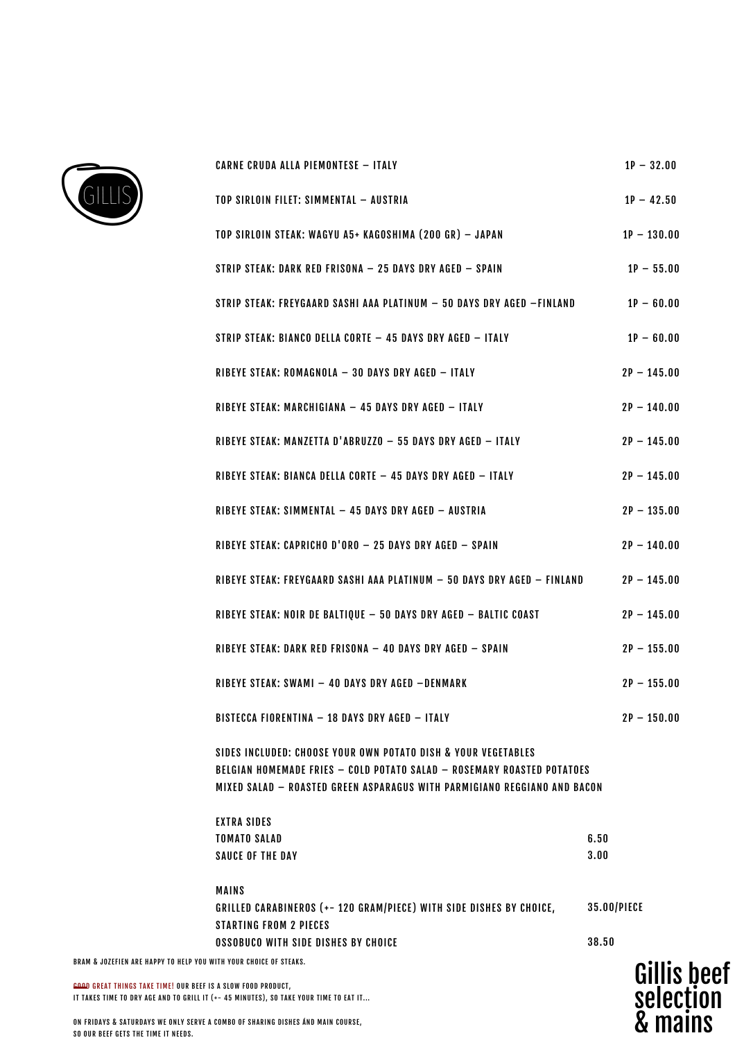GILLIS

| | |
|---|---|
| CARNE CRUDA ALLA PIEMONTESE – ITALY | 1P – 32.00 |
| TOP SIRLOIN FILET: SIMMENTAL – AUSTRIA | 1P – 42.50 |
| TOP SIRLOIN STEAK: WAGYU A5+ KAGOSHIMA (200 GR) – JAPAN | 1P – 130.00 |
| STRIP STEAK: DARK RED FRISONA – 25 DAYS DRY AGED – SPAIN | 1P – 55.00 |
| STRIP STEAK: FREYGAARD SASHI AAA PLATINUM – 50 DAYS DRY AGED –FINLAND | 1P – 60.00 |
| STRIP STEAK: BIANCO DELLA CORTE – 45 DAYS DRY AGED – ITALY | 1P – 60.00 |
| RIBEYE STEAK: ROMAGNOLA – 30 DAYS DRY AGED – ITALY | 2P – 145.00 |
| RIBEYE STEAK: MARCHIGIANA – 45 DAYS DRY AGED – ITALY | 2P – 140.00 |
| RIBEYE STEAK: MANZETTA D'ABRUZZO – 55 DAYS DRY AGED – ITALY | 2P – 145.00 |
| RIBEYE STEAK: BIANCA DELLA CORTE – 45 DAYS DRY AGED – ITALY | 2P – 145.00 |
| RIBEYE STEAK: SIMMENTAL – 45 DAYS DRY AGED – AUSTRIA | 2P – 135.00 |
| RIBEYE STEAK: CAPRICHO D'ORO – 25 DAYS DRY AGED – SPAIN | 2P – 140.00 |
| RIBEYE STEAK: FREYGAARD SASHI AAA PLATINUM – 50 DAYS DRY AGED – FINLAND | 2P – 145.00 |
| RIBEYE STEAK: NOIR DE BALTIQUE – 50 DAYS DRY AGED – BALTIC COAST | 2P – 145.00 |
| RIBEYE STEAK: DARK RED FRISONA – 40 DAYS DRY AGED – SPAIN | 2P – 155.00 |
| RIBEYE STEAK: SWAMI – 40 DAYS DRY AGED –DENMARK | 2P – 155.00 |
| BISTECCA FIORENTINA – 18 DAYS DRY AGED – ITALY | 2P – 150.00 |

SIDES INCLUDED: CHOOSE YOUR OWN POTATO DISH & YOUR VEGETABLES
BELGIAN HOMEMADE FRIES – COLD POTATO SALAD – ROSEMARY ROASTED POTATOES
MIXED SALAD – ROASTED GREEN ASPARAGUS WITH PARMIGIANO REGGIANO AND BACON

EXTRA SIDES

| | |
|---|---|
| TOMATO SALAD | 6.50 |
| SAUCE OF THE DAY | 3.00 |

MAINS

| | |
|---|---|
| GRILLED CARABINEROS (+- 120 GRAM/PIECE) WITH SIDE DISHES BY CHOICE, STARTING FROM 2 PIECES | 35.00/PIECE |
| OSSOBUCO WITH SIDE DISHES BY CHOICE | 38.50 |

BRAM & JOZEFIEN ARE HAPPY TO HELP YOU WITH YOUR CHOICE OF STEAKS.

~~GOOD~~ GREAT THINGS TAKE TIME! OUR BEEF IS A SLOW FOOD PRODUCT,
IT TAKES TIME TO DRY AGE AND TO GRILL IT (+- 45 MINUTES), SO TAKE YOUR TIME TO EAT IT...

ON FRIDAYS & SATURDAYS WE ONLY SERVE A COMBO OF SHARING DISHES ÁND MAIN COURSE,
SO OUR BEEF GETS THE TIME IT NEEDS.

# Gillis beef selection & mains